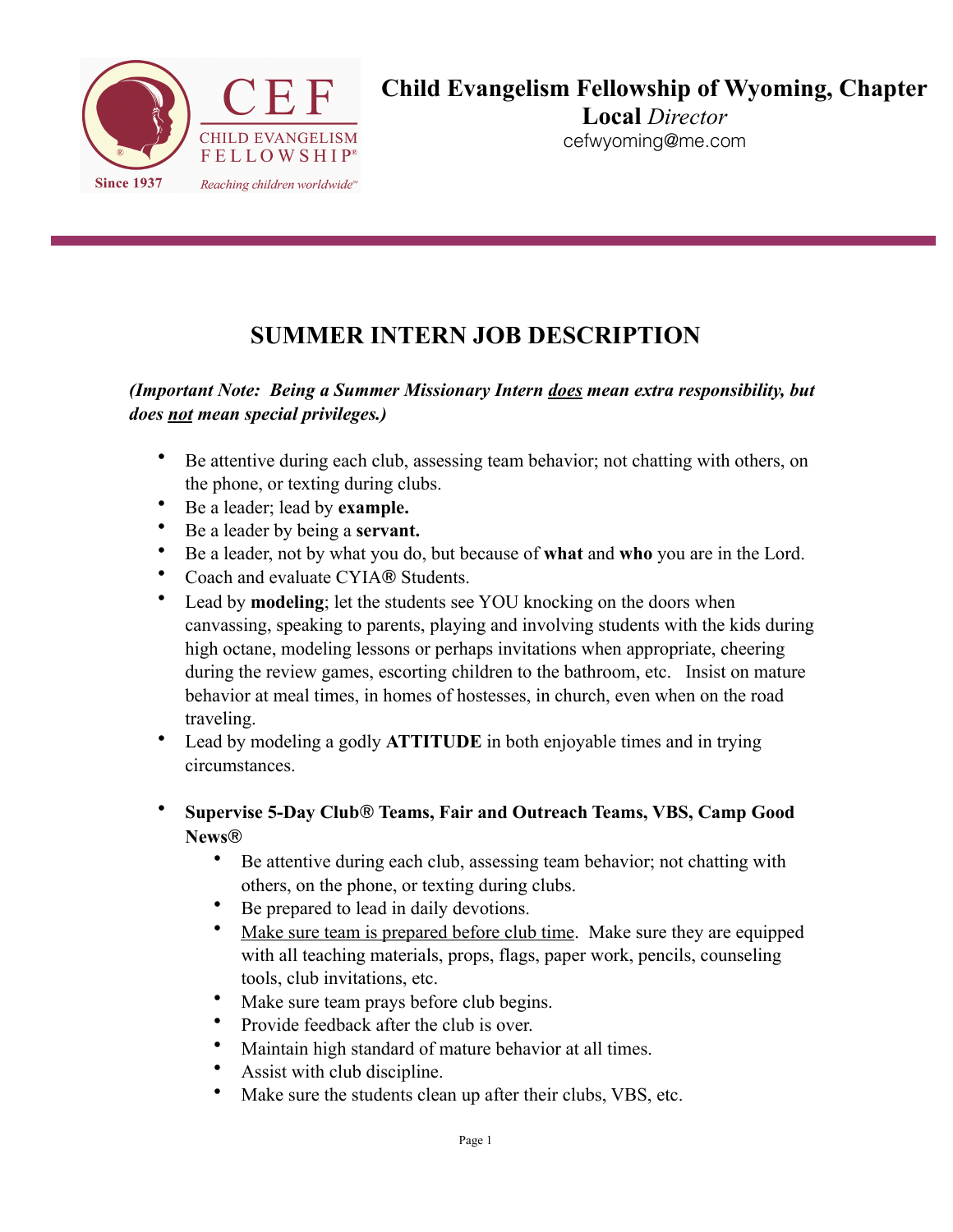**Child Evangelism Fellowship of Wyoming, Chapter**
**Local** *Director*
cefwyoming@me.com

# SUMMER INTERN JOB DESCRIPTION

***(Important Note: Being a Summer Missionary Intern does mean extra responsibility, but does not mean special privileges.)***

- Be attentive during each club, assessing team behavior; not chatting with others, on the phone, or texting during clubs.
- Be a leader; lead by **example.**
- Be a leader by being a **servant.**
- Be a leader, not by what you do, but because of **what** and **who** you are in the Lord.
- Coach and evaluate CYIA® Students.
- Lead by **modeling**; let the students see YOU knocking on the doors when canvassing, speaking to parents, playing and involving students with the kids during high octane, modeling lessons or perhaps invitations when appropriate, cheering during the review games, escorting children to the bathroom, etc. Insist on mature behavior at meal times, in homes of hostesses, in church, even when on the road traveling.
- Lead by modeling a godly **ATTITUDE** in both enjoyable times and in trying circumstances.

- **Supervise 5-Day Club® Teams, Fair and Outreach Teams, VBS, Camp Good News®**
  - Be attentive during each club, assessing team behavior; not chatting with others, on the phone, or texting during clubs.
  - Be prepared to lead in daily devotions.
  - Make sure team is prepared before club time. Make sure they are equipped with all teaching materials, props, flags, paper work, pencils, counseling tools, club invitations, etc.
  - Make sure team prays before club begins.
  - Provide feedback after the club is over.
  - Maintain high standard of mature behavior at all times.
  - Assist with club discipline.
  - Make sure the students clean up after their clubs, VBS, etc.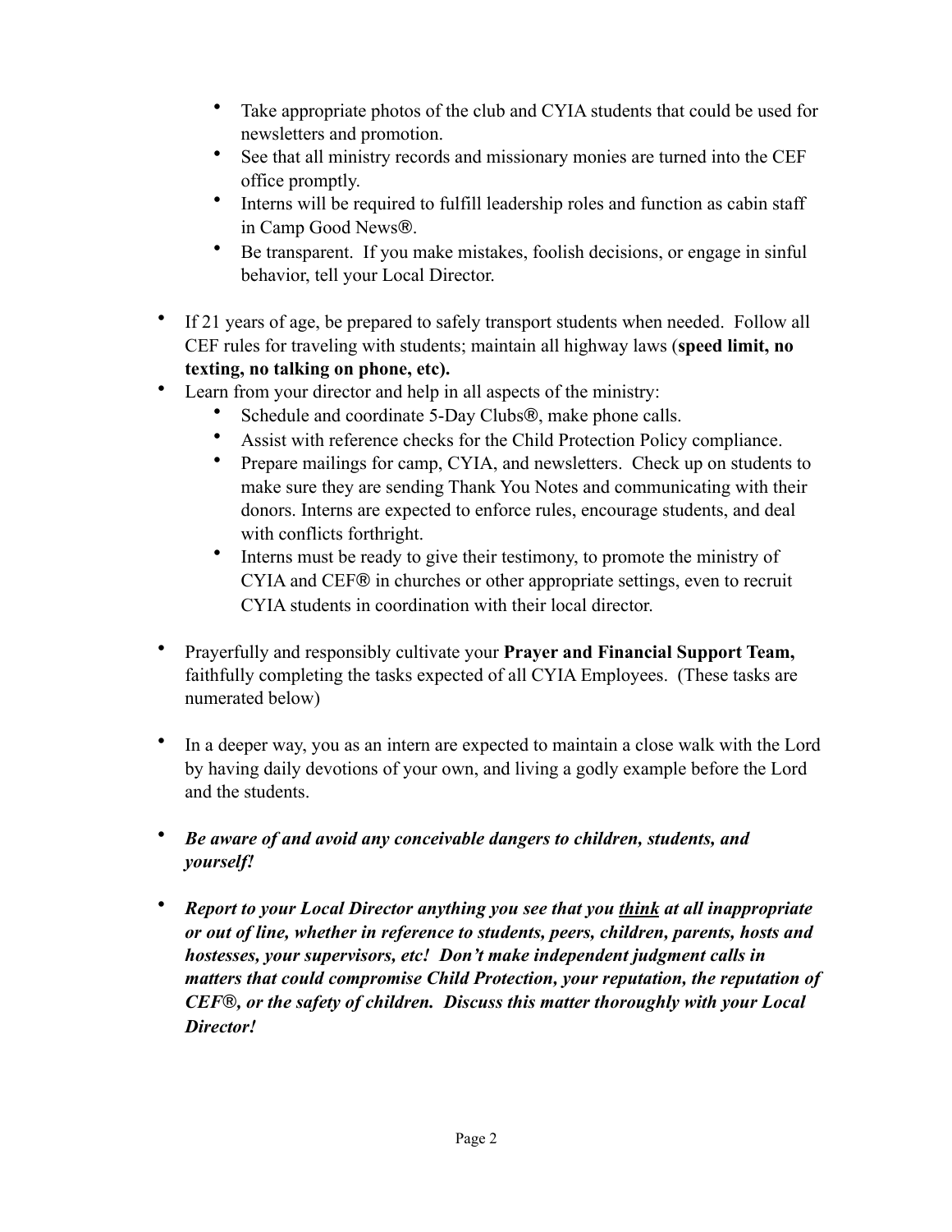- Take appropriate photos of the club and CYIA students that could be used for newsletters and promotion.
    - See that all ministry records and missionary monies are turned into the CEF office promptly.
    - Interns will be required to fulfill leadership roles and function as cabin staff in Camp Good News®.
    - Be transparent. If you make mistakes, foolish decisions, or engage in sinful behavior, tell your Local Director.

- If 21 years of age, be prepared to safely transport students when needed. Follow all CEF rules for traveling with students; maintain all highway laws (**speed limit, no texting, no talking on phone, etc).**
- Learn from your director and help in all aspects of the ministry:
    - Schedule and coordinate 5-Day Clubs®, make phone calls.
    - Assist with reference checks for the Child Protection Policy compliance.
    - Prepare mailings for camp, CYIA, and newsletters. Check up on students to make sure they are sending Thank You Notes and communicating with their donors. Interns are expected to enforce rules, encourage students, and deal with conflicts forthright.
    - Interns must be ready to give their testimony, to promote the ministry of CYIA and CEF® in churches or other appropriate settings, even to recruit CYIA students in coordination with their local director.

- Prayerfully and responsibly cultivate your **Prayer and Financial Support Team,** faithfully completing the tasks expected of all CYIA Employees. (These tasks are numerated below)

- In a deeper way, you as an intern are expected to maintain a close walk with the Lord by having daily devotions of your own, and living a godly example before the Lord and the students.

- ***Be aware of and avoid any conceivable dangers to children, students, and yourself!***

- ***Report to your Local Director anything you see that you <u>think</u> at all inappropriate or out of line, whether in reference to students, peers, children, parents, hosts and hostesses, your supervisors, etc! Don't make independent judgment calls in matters that could compromise Child Protection, your reputation, the reputation of CEF®, or the safety of children. Discuss this matter thoroughly with your Local Director!***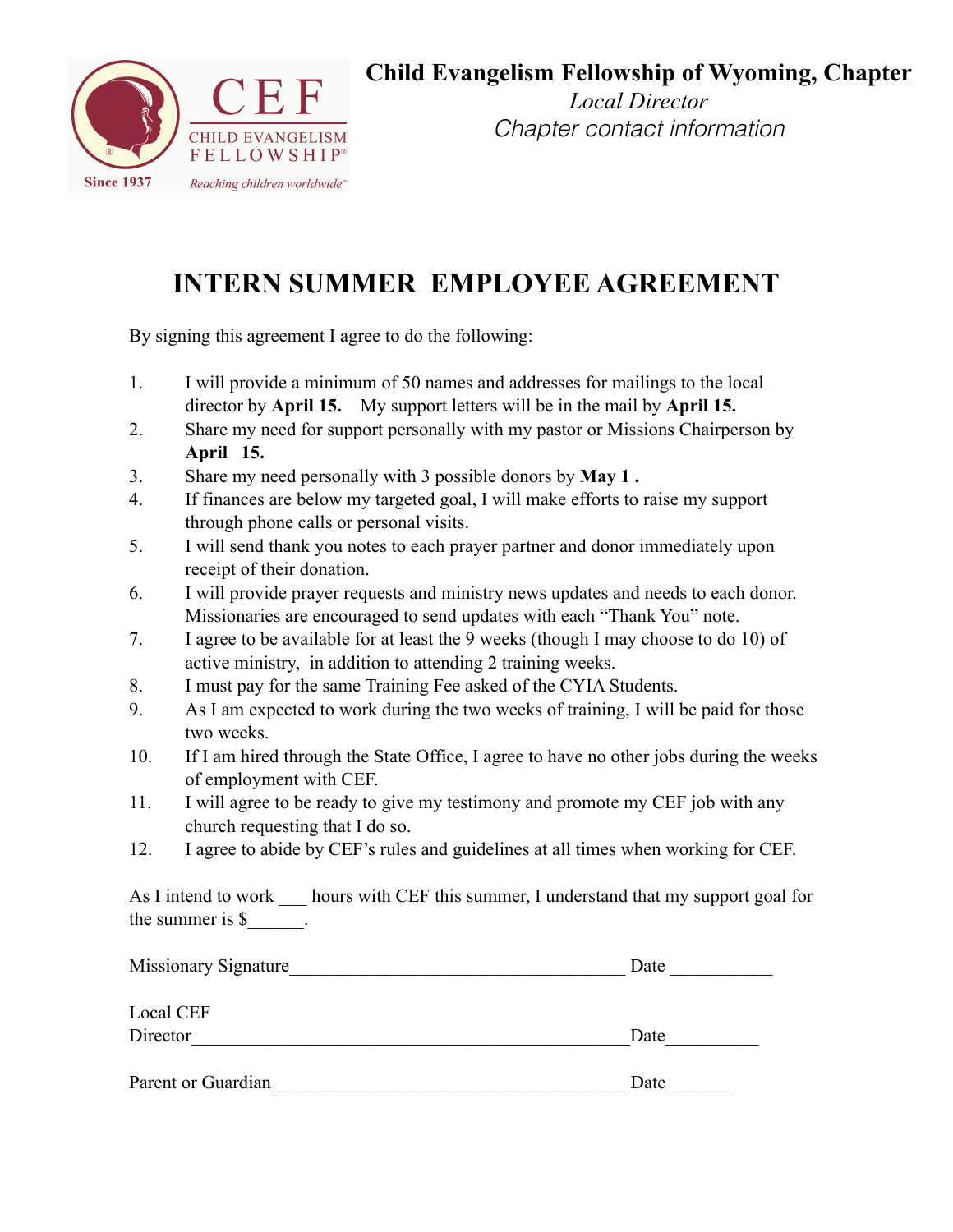CEF

CHILD EVANGELISM FELLOWSHIP®

Since 1937

*Reaching children worldwide™*

**Child Evangelism Fellowship of Wyoming, Chapter**

*Local Director*

*Chapter contact information*

# INTERN SUMMER EMPLOYEE AGREEMENT

By signing this agreement I agree to do the following:

1. I will provide a minimum of 50 names and addresses for mailings to the local director by **April 15.** My support letters will be in the mail by **April 15.**
2. Share my need for support personally with my pastor or Missions Chairperson by **April 15.**
3. Share my need personally with 3 possible donors by **May 1 .**
4. If finances are below my targeted goal, I will make efforts to raise my support through phone calls or personal visits.
5. I will send thank you notes to each prayer partner and donor immediately upon receipt of their donation.
6. I will provide prayer requests and ministry news updates and needs to each donor. Missionaries are encouraged to send updates with each "Thank You" note.
7. I agree to be available for at least the 9 weeks (though I may choose to do 10) of active ministry, in addition to attending 2 training weeks.
8. I must pay for the same Training Fee asked of the CYIA Students.
9. As I am expected to work during the two weeks of training, I will be paid for those two weeks.
10. If I am hired through the State Office, I agree to have no other jobs during the weeks of employment with CEF.
11. I will agree to be ready to give my testimony and promote my CEF job with any church requesting that I do so.
12. I agree to abide by CEF's rules and guidelines at all times when working for CEF.

As I intend to work ___ hours with CEF this summer, I understand that my support goal for the summer is $______.

Missionary Signature____________________________________ Date ___________

Local CEF Director_______________________________________________Date__________

Parent or Guardian______________________________________ Date_______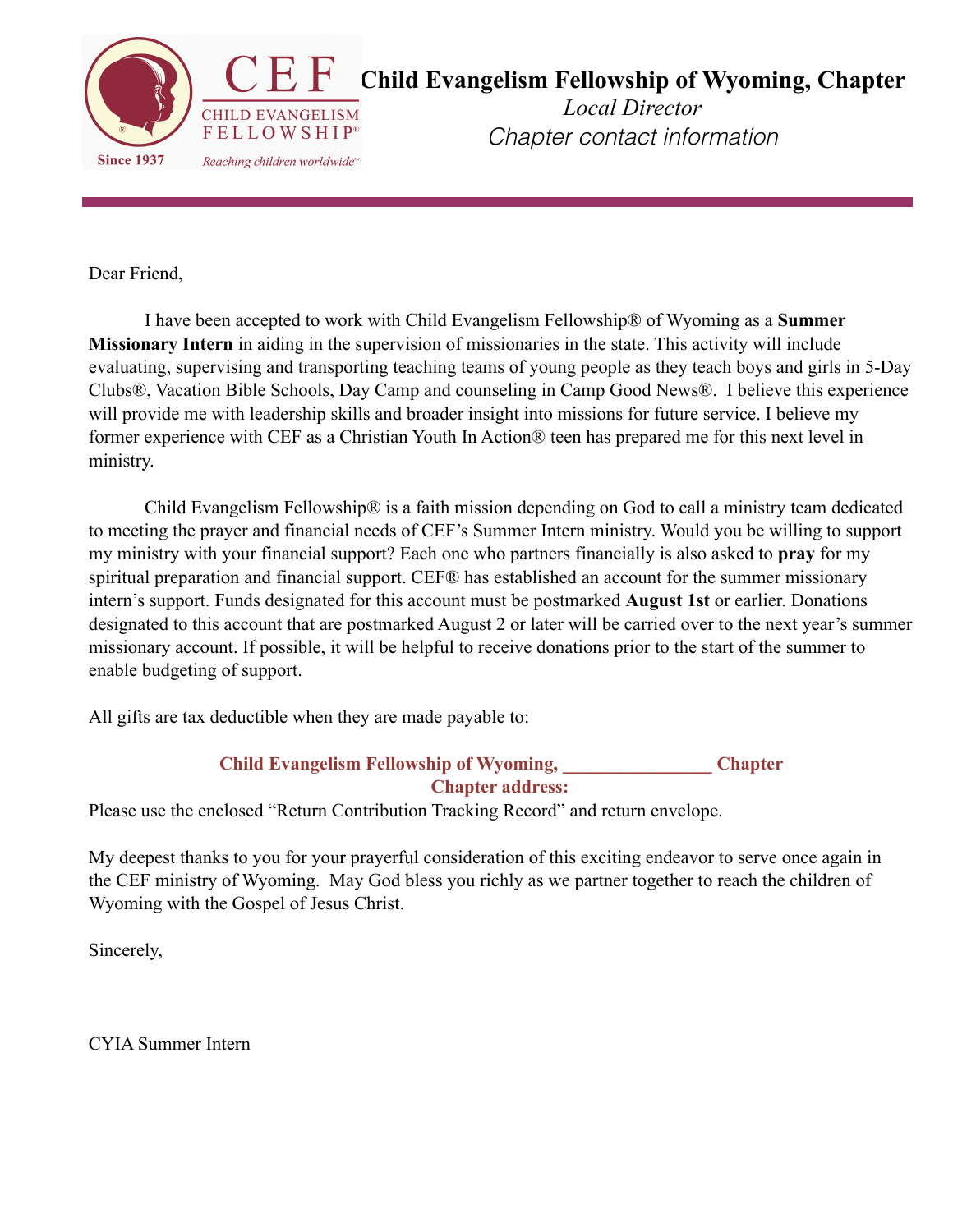CEF
CHILD EVANGELISM
FELLOWSHIP®
Since 1937
Reaching children worldwide™

**Child Evangelism Fellowship of Wyoming, Chapter**
*Local Director*
*Chapter contact information*

---

Dear Friend,

I have been accepted to work with Child Evangelism Fellowship® of Wyoming as a **Summer Missionary Intern** in aiding in the supervision of missionaries in the state. This activity will include evaluating, supervising and transporting teaching teams of young people as they teach boys and girls in 5-Day Clubs®, Vacation Bible Schools, Day Camp and counseling in Camp Good News®. I believe this experience will provide me with leadership skills and broader insight into missions for future service. I believe my former experience with CEF as a Christian Youth In Action® teen has prepared me for this next level in ministry.

Child Evangelism Fellowship® is a faith mission depending on God to call a ministry team dedicated to meeting the prayer and financial needs of CEF's Summer Intern ministry. Would you be willing to support my ministry with your financial support? Each one who partners financially is also asked to **pray** for my spiritual preparation and financial support. CEF® has established an account for the summer missionary intern's support. Funds designated for this account must be postmarked **August 1st** or earlier. Donations designated to this account that are postmarked August 2 or later will be carried over to the next year's summer missionary account. If possible, it will be helpful to receive donations prior to the start of the summer to enable budgeting of support.

All gifts are tax deductible when they are made payable to:

**Child Evangelism Fellowship of Wyoming, _______________ Chapter**
**Chapter address:**

Please use the enclosed "Return Contribution Tracking Record" and return envelope.

My deepest thanks to you for your prayerful consideration of this exciting endeavor to serve once again in the CEF ministry of Wyoming. May God bless you richly as we partner together to reach the children of Wyoming with the Gospel of Jesus Christ.

Sincerely,

CYIA Summer Intern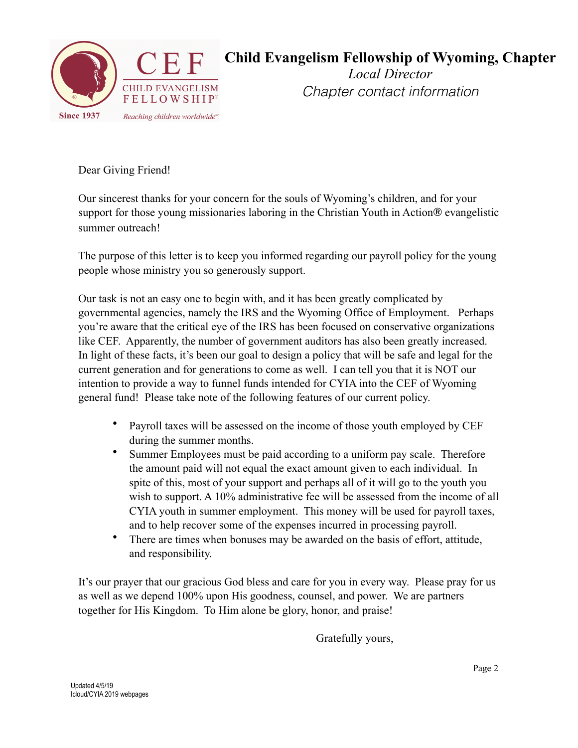CEF
CHILD EVANGELISM
FELLOWSHIP®
Since 1937
*Reaching children worldwide*™

# Child Evangelism Fellowship of Wyoming, Chapter

*Local Director*

*Chapter contact information*

Dear Giving Friend!

Our sincerest thanks for your concern for the souls of Wyoming's children, and for your support for those young missionaries laboring in the Christian Youth in Action® evangelistic summer outreach!

The purpose of this letter is to keep you informed regarding our payroll policy for the young people whose ministry you so generously support.

Our task is not an easy one to begin with, and it has been greatly complicated by governmental agencies, namely the IRS and the Wyoming Office of Employment. Perhaps you're aware that the critical eye of the IRS has been focused on conservative organizations like CEF. Apparently, the number of government auditors has also been greatly increased. In light of these facts, it's been our goal to design a policy that will be safe and legal for the current generation and for generations to come as well. I can tell you that it is NOT our intention to provide a way to funnel funds intended for CYIA into the CEF of Wyoming general fund! Please take note of the following features of our current policy.

- Payroll taxes will be assessed on the income of those youth employed by CEF during the summer months.
- Summer Employees must be paid according to a uniform pay scale. Therefore the amount paid will not equal the exact amount given to each individual. In spite of this, most of your support and perhaps all of it will go to the youth you wish to support. A 10% administrative fee will be assessed from the income of all CYIA youth in summer employment. This money will be used for payroll taxes, and to help recover some of the expenses incurred in processing payroll.
- There are times when bonuses may be awarded on the basis of effort, attitude, and responsibility.

It's our prayer that our gracious God bless and care for you in every way. Please pray for us as well as we depend 100% upon His goodness, counsel, and power. We are partners together for His Kingdom. To Him alone be glory, honor, and praise!

Gratefully yours,

Updated 4/5/19
Icloud/CYIA 2019 webpages